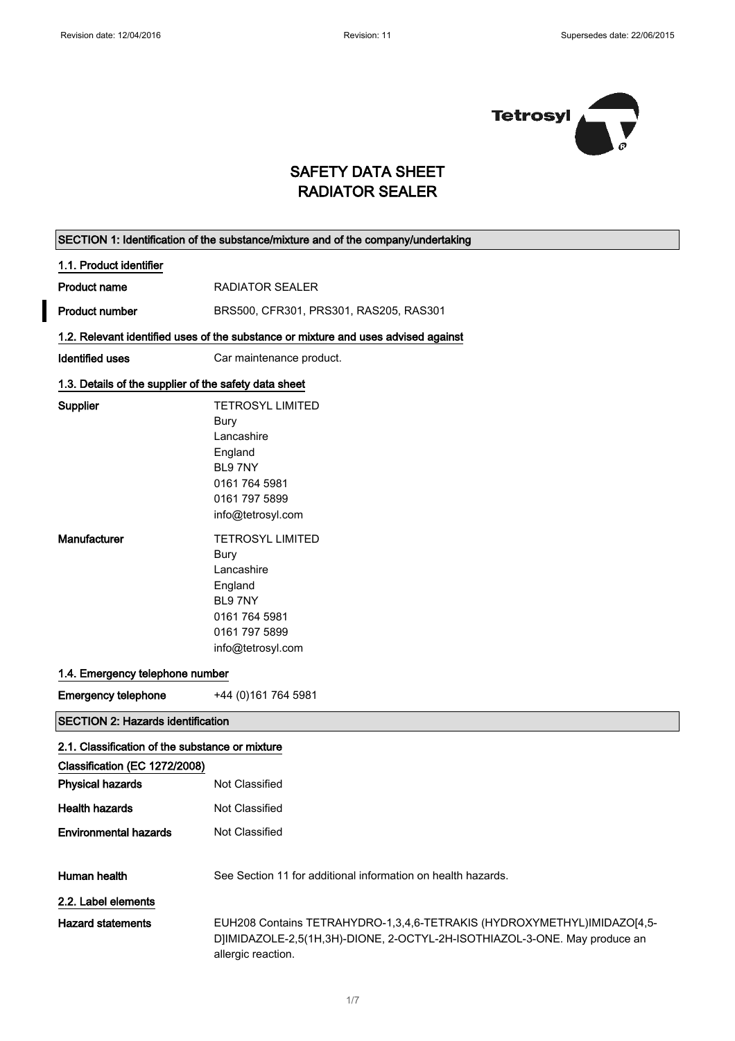# SAFETY DATA SHEET
# RADIATOR SEALER

## SECTION 1: Identification of the substance/mixture and of the company/undertaking

### 1.1. Product identifier

**Product name** RADIATOR SEALER

**Product number** BRS500, CFR301, PRS301, RAS205, RAS301

### 1.2. Relevant identified uses of the substance or mixture and uses advised against

**Identified uses** Car maintenance product.

### 1.3. Details of the supplier of the safety data sheet

**Supplier**
TETROSYL LIMITED
Bury
Lancashire
England
BL9 7NY
0161 764 5981
0161 797 5899
info@tetrosyl.com

**Manufacturer**
TETROSYL LIMITED
Bury
Lancashire
England
BL9 7NY
0161 764 5981
0161 797 5899
info@tetrosyl.com

### 1.4. Emergency telephone number

**Emergency telephone** +44 (0)161 764 5981

## SECTION 2: Hazards identification

### 2.1. Classification of the substance or mixture

**Classification (EC 1272/2008)**

**Physical hazards** Not Classified

**Health hazards** Not Classified

**Environmental hazards** Not Classified

**Human health** See Section 11 for additional information on health hazards.

### 2.2. Label elements

**Hazard statements** EUH208 Contains TETRAHYDRO-1,3,4,6-TETRAKIS (HYDROXYMETHYL)IMIDAZO[4,5-D]IMIDAZOLE-2,5(1H,3H)-DIONE, 2-OCTYL-2H-ISOTHIAZOL-3-ONE. May produce an allergic reaction.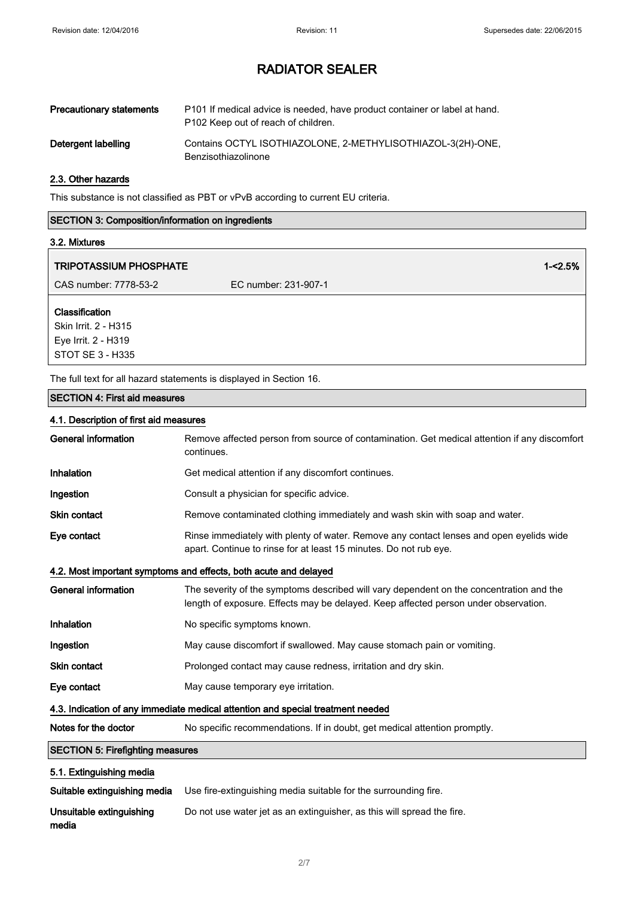| | |
|---|---|
| **Precautionary statements** | P101 If medical advice is needed, have product container or label at hand.<br>P102 Keep out of reach of children. |
| **Detergent labelling** | Contains OCTYL ISOTHIAZOLONE, 2-METHYLISOTHIAZOL-3(2H)-ONE, Benzisothiazolinone |

### 2.3. Other hazards

This substance is not classified as PBT or vPvB according to current EU criteria.

## SECTION 3: Composition/information on ingredients

### 3.2. Mixtures

| | | |
|---|---|---|
| **TRIPOTASSIUM PHOSPHATE** | | **1-<2.5%** |
| CAS number: 7778-53-2 | EC number: 231-907-1 | |

**Classification**
Skin Irrit. 2 - H315
Eye Irrit. 2 - H319
STOT SE 3 - H335

The full text for all hazard statements is displayed in Section 16.

## SECTION 4: First aid measures

### 4.1. Description of first aid measures

| | |
|---|---|
| **General information** | Remove affected person from source of contamination. Get medical attention if any discomfort continues. |
| **Inhalation** | Get medical attention if any discomfort continues. |
| **Ingestion** | Consult a physician for specific advice. |
| **Skin contact** | Remove contaminated clothing immediately and wash skin with soap and water. |
| **Eye contact** | Rinse immediately with plenty of water. Remove any contact lenses and open eyelids wide apart. Continue to rinse for at least 15 minutes. Do not rub eye. |

### 4.2. Most important symptoms and effects, both acute and delayed

| | |
|---|---|
| **General information** | The severity of the symptoms described will vary dependent on the concentration and the length of exposure. Effects may be delayed. Keep affected person under observation. |
| **Inhalation** | No specific symptoms known. |
| **Ingestion** | May cause discomfort if swallowed. May cause stomach pain or vomiting. |
| **Skin contact** | Prolonged contact may cause redness, irritation and dry skin. |
| **Eye contact** | May cause temporary eye irritation. |

### 4.3. Indication of any immediate medical attention and special treatment needed

| | |
|---|---|
| **Notes for the doctor** | No specific recommendations. If in doubt, get medical attention promptly. |

## SECTION 5: Firefighting measures

### 5.1. Extinguishing media

| | |
|---|---|
| **Suitable extinguishing media** | Use fire-extinguishing media suitable for the surrounding fire. |
| **Unsuitable extinguishing media** | Do not use water jet as an extinguisher, as this will spread the fire. |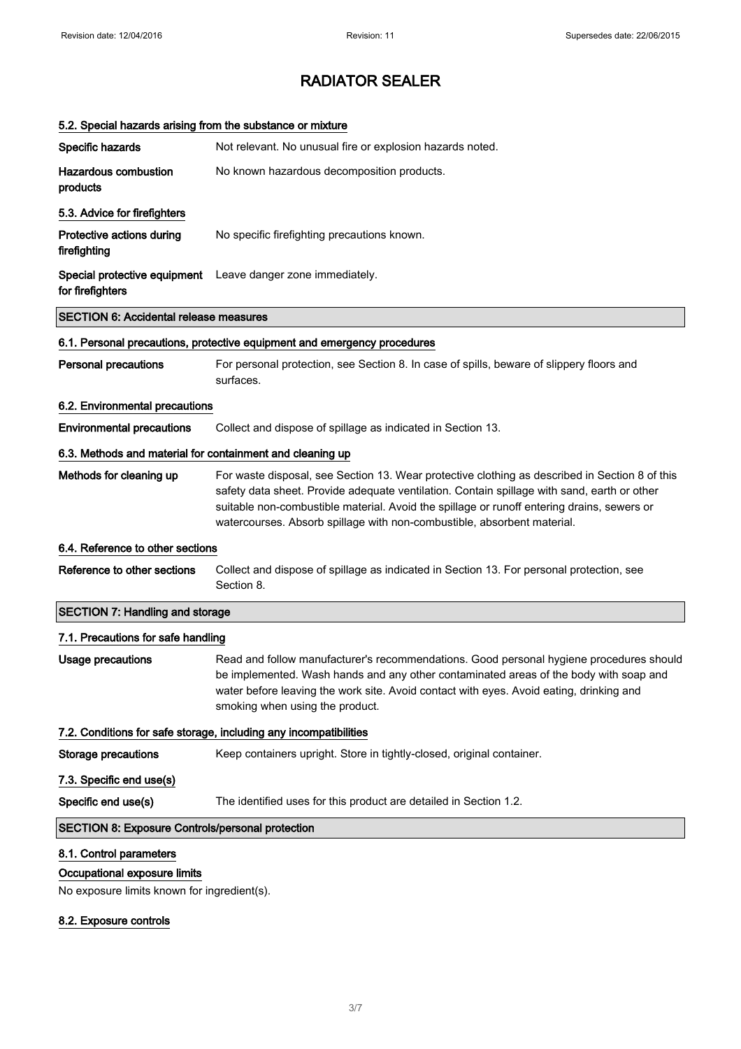# RADIATOR SEALER

### 5.2. Special hazards arising from the substance or mixture

**Specific hazards** Not relevant. No unusual fire or explosion hazards noted.

**Hazardous combustion products** No known hazardous decomposition products.

### 5.3. Advice for firefighters

**Protective actions during firefighting** No specific firefighting precautions known.

**Special protective equipment for firefighters** Leave danger zone immediately.

## SECTION 6: Accidental release measures

### 6.1. Personal precautions, protective equipment and emergency procedures

**Personal precautions** For personal protection, see Section 8. In case of spills, beware of slippery floors and surfaces.

### 6.2. Environmental precautions

**Environmental precautions** Collect and dispose of spillage as indicated in Section 13.

### 6.3. Methods and material for containment and cleaning up

**Methods for cleaning up** For waste disposal, see Section 13. Wear protective clothing as described in Section 8 of this safety data sheet. Provide adequate ventilation. Contain spillage with sand, earth or other suitable non-combustible material. Avoid the spillage or runoff entering drains, sewers or watercourses. Absorb spillage with non-combustible, absorbent material.

### 6.4. Reference to other sections

**Reference to other sections** Collect and dispose of spillage as indicated in Section 13. For personal protection, see Section 8.

## SECTION 7: Handling and storage

### 7.1. Precautions for safe handling

**Usage precautions** Read and follow manufacturer's recommendations. Good personal hygiene procedures should be implemented. Wash hands and any other contaminated areas of the body with soap and water before leaving the work site. Avoid contact with eyes. Avoid eating, drinking and smoking when using the product.

### 7.2. Conditions for safe storage, including any incompatibilities

**Storage precautions** Keep containers upright. Store in tightly-closed, original container.

### 7.3. Specific end use(s)

**Specific end use(s)** The identified uses for this product are detailed in Section 1.2.

## SECTION 8: Exposure Controls/personal protection

### 8.1. Control parameters

**Occupational exposure limits**

No exposure limits known for ingredient(s).

### 8.2. Exposure controls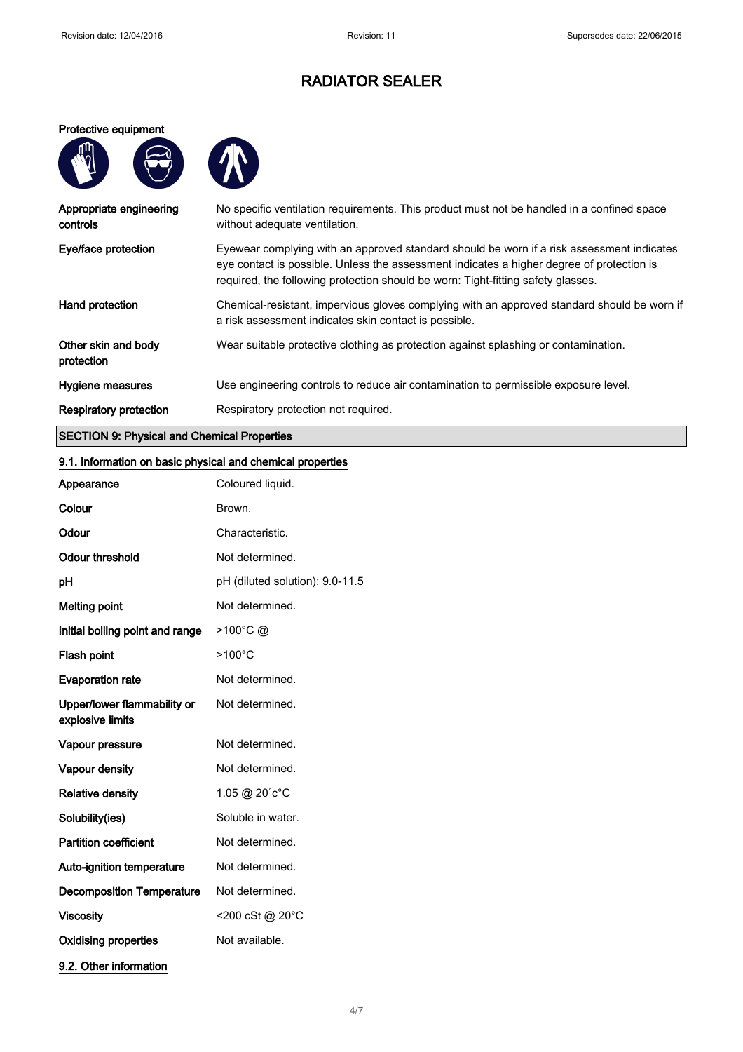# RADIATOR SEALER

**Protective equipment**

| | |
|---|---|
| **Appropriate engineering controls** | No specific ventilation requirements. This product must not be handled in a confined space without adequate ventilation. |
| **Eye/face protection** | Eyewear complying with an approved standard should be worn if a risk assessment indicates eye contact is possible. Unless the assessment indicates a higher degree of protection is required, the following protection should be worn: Tight-fitting safety glasses. |
| **Hand protection** | Chemical-resistant, impervious gloves complying with an approved standard should be worn if a risk assessment indicates skin contact is possible. |
| **Other skin and body protection** | Wear suitable protective clothing as protection against splashing or contamination. |
| **Hygiene measures** | Use engineering controls to reduce air contamination to permissible exposure level. |
| **Respiratory protection** | Respiratory protection not required. |

## SECTION 9: Physical and Chemical Properties

### 9.1. Information on basic physical and chemical properties

| | |
|---|---|
| **Appearance** | Coloured liquid. |
| **Colour** | Brown. |
| **Odour** | Characteristic. |
| **Odour threshold** | Not determined. |
| **pH** | pH (diluted solution): 9.0-11.5 |
| **Melting point** | Not determined. |
| **Initial boiling point and range** | >100°C @ |
| **Flash point** | >100°C |
| **Evaporation rate** | Not determined. |
| **Upper/lower flammability or explosive limits** | Not determined. |
| **Vapour pressure** | Not determined. |
| **Vapour density** | Not determined. |
| **Relative density** | 1.05 @ 20˚c°C |
| **Solubility(ies)** | Soluble in water. |
| **Partition coefficient** | Not determined. |
| **Auto-ignition temperature** | Not determined. |
| **Decomposition Temperature** | Not determined. |
| **Viscosity** | <200 cSt @ 20°C |
| **Oxidising properties** | Not available. |

### 9.2. Other information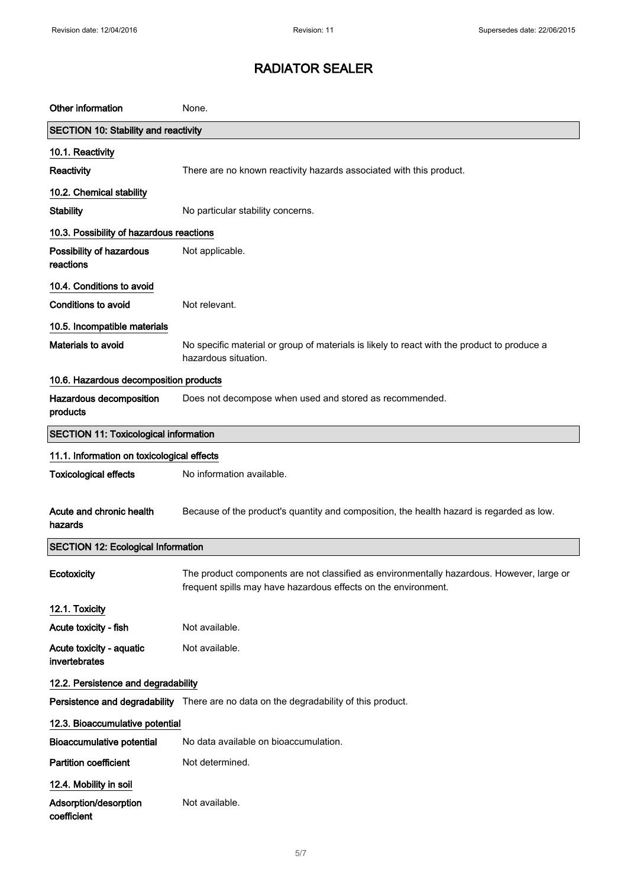# RADIATOR SEALER

| | |
|---|---|
| **Other information** | None. |

## SECTION 10: Stability and reactivity

### 10.1. Reactivity

| | |
|---|---|
| **Reactivity** | There are no known reactivity hazards associated with this product. |

### 10.2. Chemical stability

| | |
|---|---|
| **Stability** | No particular stability concerns. |

### 10.3. Possibility of hazardous reactions

| | |
|---|---|
| **Possibility of hazardous reactions** | Not applicable. |

### 10.4. Conditions to avoid

| | |
|---|---|
| **Conditions to avoid** | Not relevant. |

### 10.5. Incompatible materials

| | |
|---|---|
| **Materials to avoid** | No specific material or group of materials is likely to react with the product to produce a hazardous situation. |

### 10.6. Hazardous decomposition products

| | |
|---|---|
| **Hazardous decomposition products** | Does not decompose when used and stored as recommended. |

## SECTION 11: Toxicological information

### 11.1. Information on toxicological effects

| | |
|---|---|
| **Toxicological effects** | No information available. |
| **Acute and chronic health hazards** | Because of the product's quantity and composition, the health hazard is regarded as low. |

## SECTION 12: Ecological Information

| | |
|---|---|
| **Ecotoxicity** | The product components are not classified as environmentally hazardous. However, large or frequent spills may have hazardous effects on the environment. |

### 12.1. Toxicity

| | |
|---|---|
| **Acute toxicity - fish** | Not available. |
| **Acute toxicity - aquatic invertebrates** | Not available. |

### 12.2. Persistence and degradability

| | |
|---|---|
| **Persistence and degradability** | There are no data on the degradability of this product. |

### 12.3. Bioaccumulative potential

| | |
|---|---|
| **Bioaccumulative potential** | No data available on bioaccumulation. |
| **Partition coefficient** | Not determined. |

### 12.4. Mobility in soil

| | |
|---|---|
| **Adsorption/desorption coefficient** | Not available. |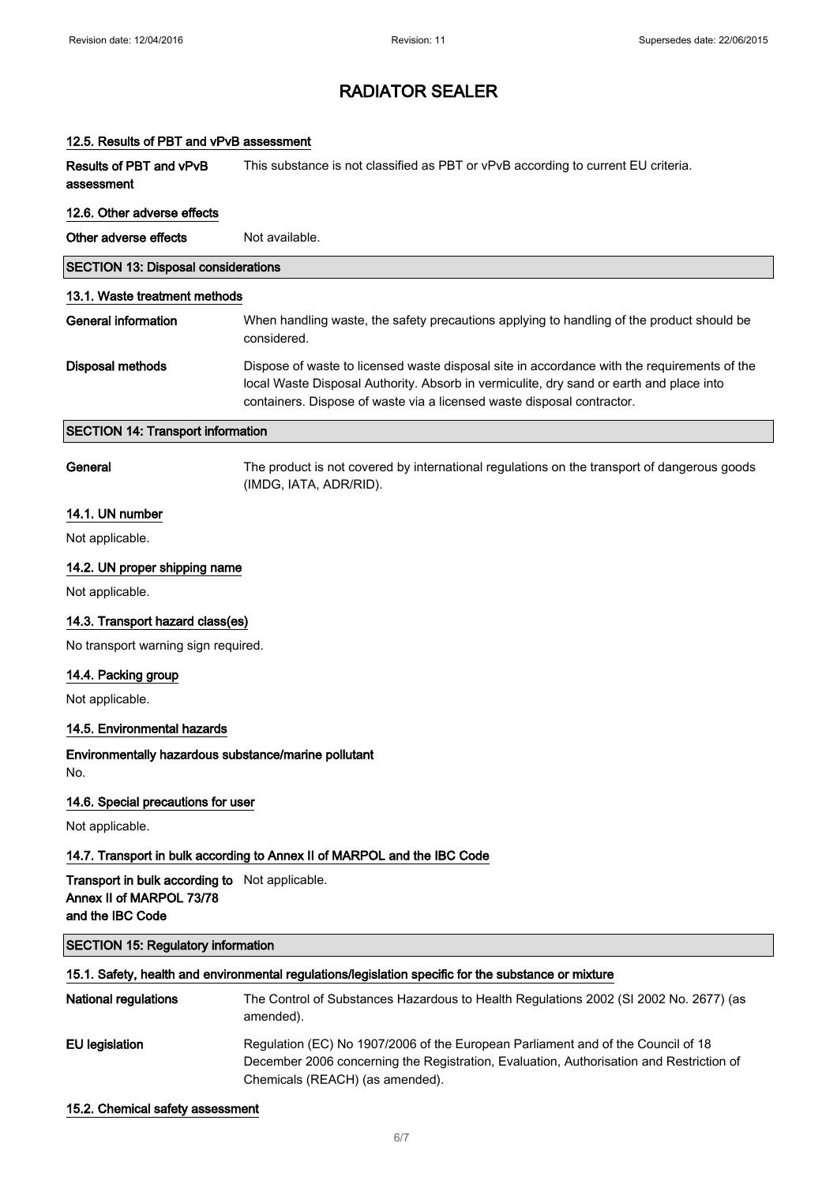# RADIATOR SEALER

### 12.5. Results of PBT and vPvB assessment

| | |
|---|---|
| **Results of PBT and vPvB assessment** | This substance is not classified as PBT or vPvB according to current EU criteria. |

### 12.6. Other adverse effects

| | |
|---|---|
| **Other adverse effects** | Not available. |

## SECTION 13: Disposal considerations

### 13.1. Waste treatment methods

| | |
|---|---|
| **General information** | When handling waste, the safety precautions applying to handling of the product should be considered. |
| **Disposal methods** | Dispose of waste to licensed waste disposal site in accordance with the requirements of the local Waste Disposal Authority. Absorb in vermiculite, dry sand or earth and place into containers. Dispose of waste via a licensed waste disposal contractor. |

## SECTION 14: Transport information

| | |
|---|---|
| **General** | The product is not covered by international regulations on the transport of dangerous goods (IMDG, IATA, ADR/RID). |

### 14.1. UN number

Not applicable.

### 14.2. UN proper shipping name

Not applicable.

### 14.3. Transport hazard class(es)

No transport warning sign required.

### 14.4. Packing group

Not applicable.

### 14.5. Environmental hazards

**Environmentally hazardous substance/marine pollutant**

No.

### 14.6. Special precautions for user

Not applicable.

### 14.7. Transport in bulk according to Annex II of MARPOL and the IBC Code

| | |
|---|---|
| **Transport in bulk according to Annex II of MARPOL 73/78 and the IBC Code** | Not applicable. |

## SECTION 15: Regulatory information

### 15.1. Safety, health and environmental regulations/legislation specific for the substance or mixture

| | |
|---|---|
| **National regulations** | The Control of Substances Hazardous to Health Regulations 2002 (SI 2002 No. 2677) (as amended). |
| **EU legislation** | Regulation (EC) No 1907/2006 of the European Parliament and of the Council of 18 December 2006 concerning the Registration, Evaluation, Authorisation and Restriction of Chemicals (REACH) (as amended). |

### 15.2. Chemical safety assessment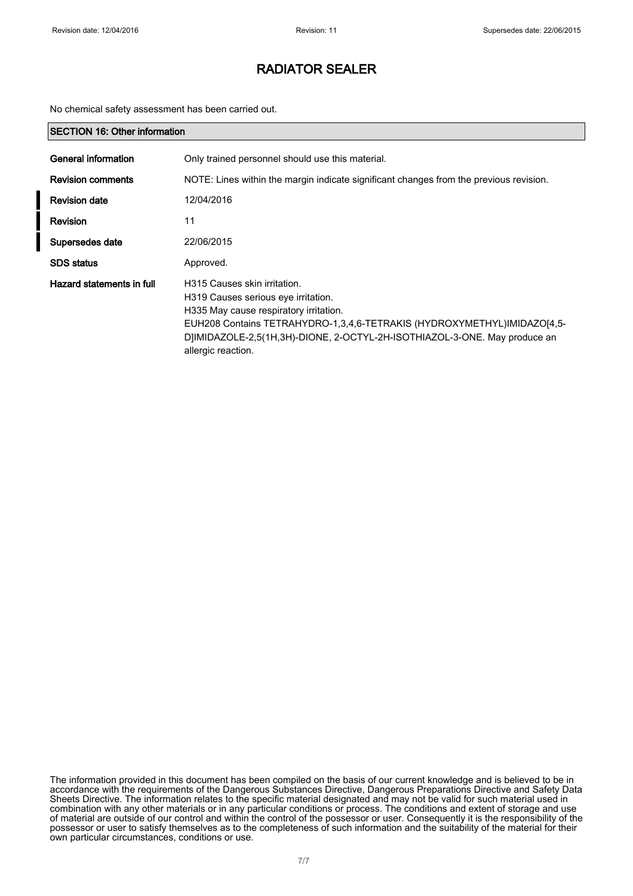# RADIATOR SEALER

No chemical safety assessment has been carried out.

## SECTION 16: Other information

| | |
|---|---|
| **General information** | Only trained personnel should use this material. |
| **Revision comments** | NOTE: Lines within the margin indicate significant changes from the previous revision. |
| **Revision date** | 12/04/2016 |
| **Revision** | 11 |
| **Supersedes date** | 22/06/2015 |
| **SDS status** | Approved. |
| **Hazard statements in full** | H315 Causes skin irritation.<br>H319 Causes serious eye irritation.<br>H335 May cause respiratory irritation.<br>EUH208 Contains TETRAHYDRO-1,3,4,6-TETRAKIS (HYDROXYMETHYL)IMIDAZO[4,5-D]IMIDAZOLE-2,5(1H,3H)-DIONE, 2-OCTYL-2H-ISOTHIAZOL-3-ONE. May produce an allergic reaction. |

The information provided in this document has been compiled on the basis of our current knowledge and is believed to be in accordance with the requirements of the Dangerous Substances Directive, Dangerous Preparations Directive and Safety Data Sheets Directive. The information relates to the specific material designated and may not be valid for such material used in combination with any other materials or in any particular conditions or process. The conditions and extent of storage and use of material are outside of our control and within the control of the possessor or user. Consequently it is the responsibility of the possessor or user to satisfy themselves as to the completeness of such information and the suitability of the material for their own particular circumstances, conditions or use.